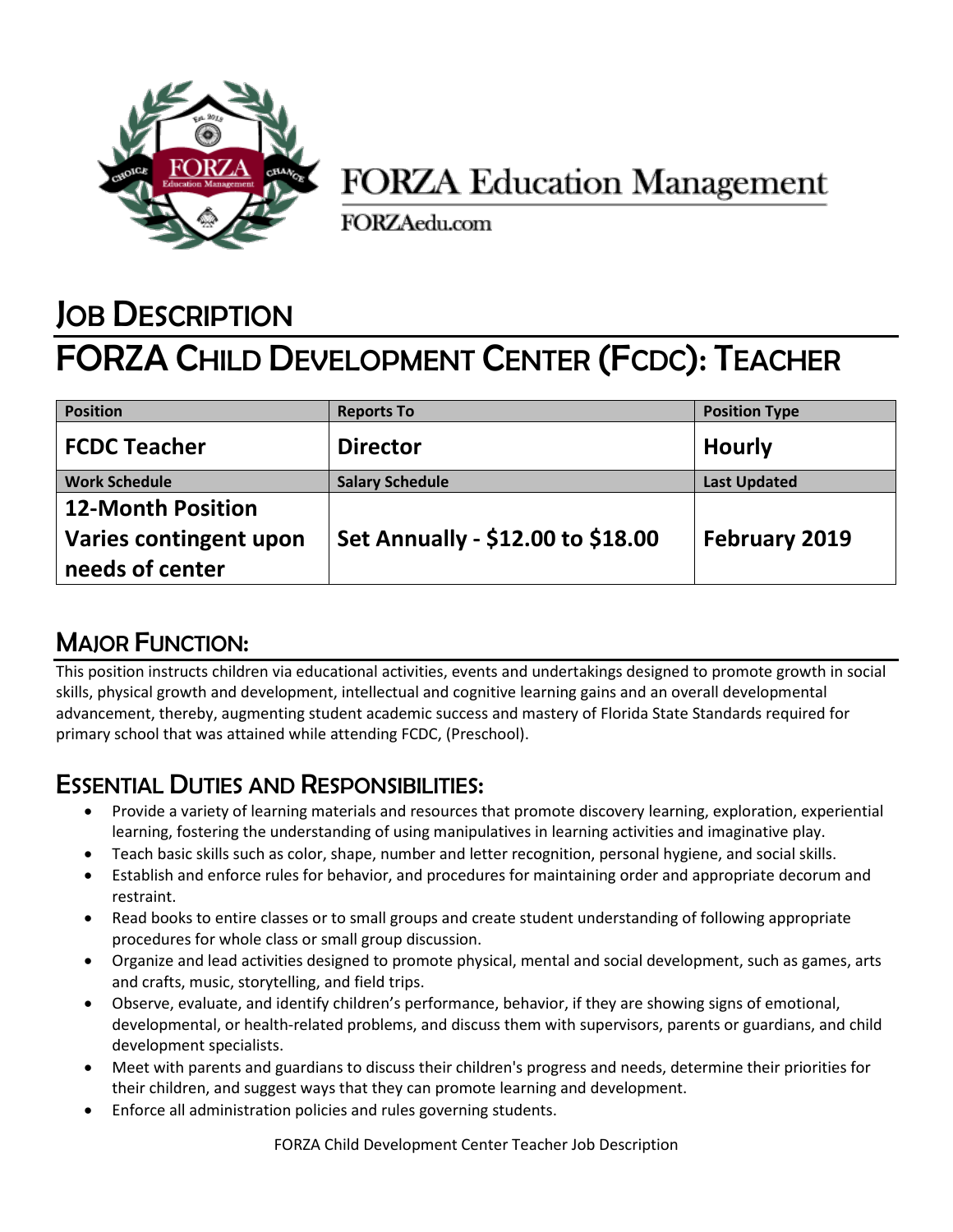FORZA Education Management

FORZAedu.com

# JOB DESCRIPTION

# FORZA CHILD DEVELOPMENT CENTER (FCDC): TEACHER

| Position | Reports To | Position Type |
|---|---|---|
| **FCDC Teacher** | **Director** | **Hourly** |
| **Work Schedule** | **Salary Schedule** | **Last Updated** |
| **12-Month Position Varies contingent upon needs of center** | **Set Annually - $12.00 to $18.00** | **February 2019** |

## MAJOR FUNCTION:

This position instructs children via educational activities, events and undertakings designed to promote growth in social skills, physical growth and development, intellectual and cognitive learning gains and an overall developmental advancement, thereby, augmenting student academic success and mastery of Florida State Standards required for primary school that was attained while attending FCDC, (Preschool).

## ESSENTIAL DUTIES AND RESPONSIBILITIES:

- Provide a variety of learning materials and resources that promote discovery learning, exploration, experiential learning, fostering the understanding of using manipulatives in learning activities and imaginative play.
- Teach basic skills such as color, shape, number and letter recognition, personal hygiene, and social skills.
- Establish and enforce rules for behavior, and procedures for maintaining order and appropriate decorum and restraint.
- Read books to entire classes or to small groups and create student understanding of following appropriate procedures for whole class or small group discussion.
- Organize and lead activities designed to promote physical, mental and social development, such as games, arts and crafts, music, storytelling, and field trips.
- Observe, evaluate, and identify children's performance, behavior, if they are showing signs of emotional, developmental, or health-related problems, and discuss them with supervisors, parents or guardians, and child development specialists.
- Meet with parents and guardians to discuss their children's progress and needs, determine their priorities for their children, and suggest ways that they can promote learning and development.
- Enforce all administration policies and rules governing students.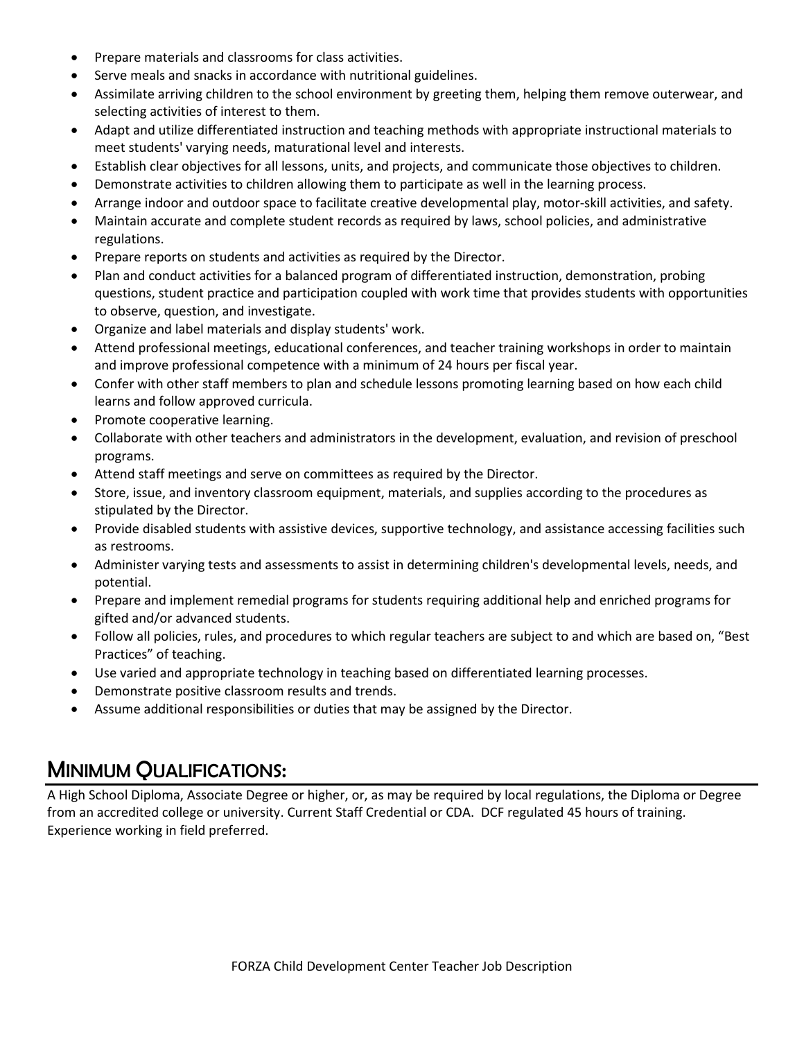- Prepare materials and classrooms for class activities.
- Serve meals and snacks in accordance with nutritional guidelines.
- Assimilate arriving children to the school environment by greeting them, helping them remove outerwear, and selecting activities of interest to them.
- Adapt and utilize differentiated instruction and teaching methods with appropriate instructional materials to meet students' varying needs, maturational level and interests.
- Establish clear objectives for all lessons, units, and projects, and communicate those objectives to children.
- Demonstrate activities to children allowing them to participate as well in the learning process.
- Arrange indoor and outdoor space to facilitate creative developmental play, motor-skill activities, and safety.
- Maintain accurate and complete student records as required by laws, school policies, and administrative regulations.
- Prepare reports on students and activities as required by the Director.
- Plan and conduct activities for a balanced program of differentiated instruction, demonstration, probing questions, student practice and participation coupled with work time that provides students with opportunities to observe, question, and investigate.
- Organize and label materials and display students' work.
- Attend professional meetings, educational conferences, and teacher training workshops in order to maintain and improve professional competence with a minimum of 24 hours per fiscal year.
- Confer with other staff members to plan and schedule lessons promoting learning based on how each child learns and follow approved curricula.
- Promote cooperative learning.
- Collaborate with other teachers and administrators in the development, evaluation, and revision of preschool programs.
- Attend staff meetings and serve on committees as required by the Director.
- Store, issue, and inventory classroom equipment, materials, and supplies according to the procedures as stipulated by the Director.
- Provide disabled students with assistive devices, supportive technology, and assistance accessing facilities such as restrooms.
- Administer varying tests and assessments to assist in determining children's developmental levels, needs, and potential.
- Prepare and implement remedial programs for students requiring additional help and enriched programs for gifted and/or advanced students.
- Follow all policies, rules, and procedures to which regular teachers are subject to and which are based on, "Best Practices" of teaching.
- Use varied and appropriate technology in teaching based on differentiated learning processes.
- Demonstrate positive classroom results and trends.
- Assume additional responsibilities or duties that may be assigned by the Director.

## MINIMUM QUALIFICATIONS:

A High School Diploma, Associate Degree or higher, or, as may be required by local regulations, the Diploma or Degree from an accredited college or university. Current Staff Credential or CDA. DCF regulated 45 hours of training. Experience working in field preferred.